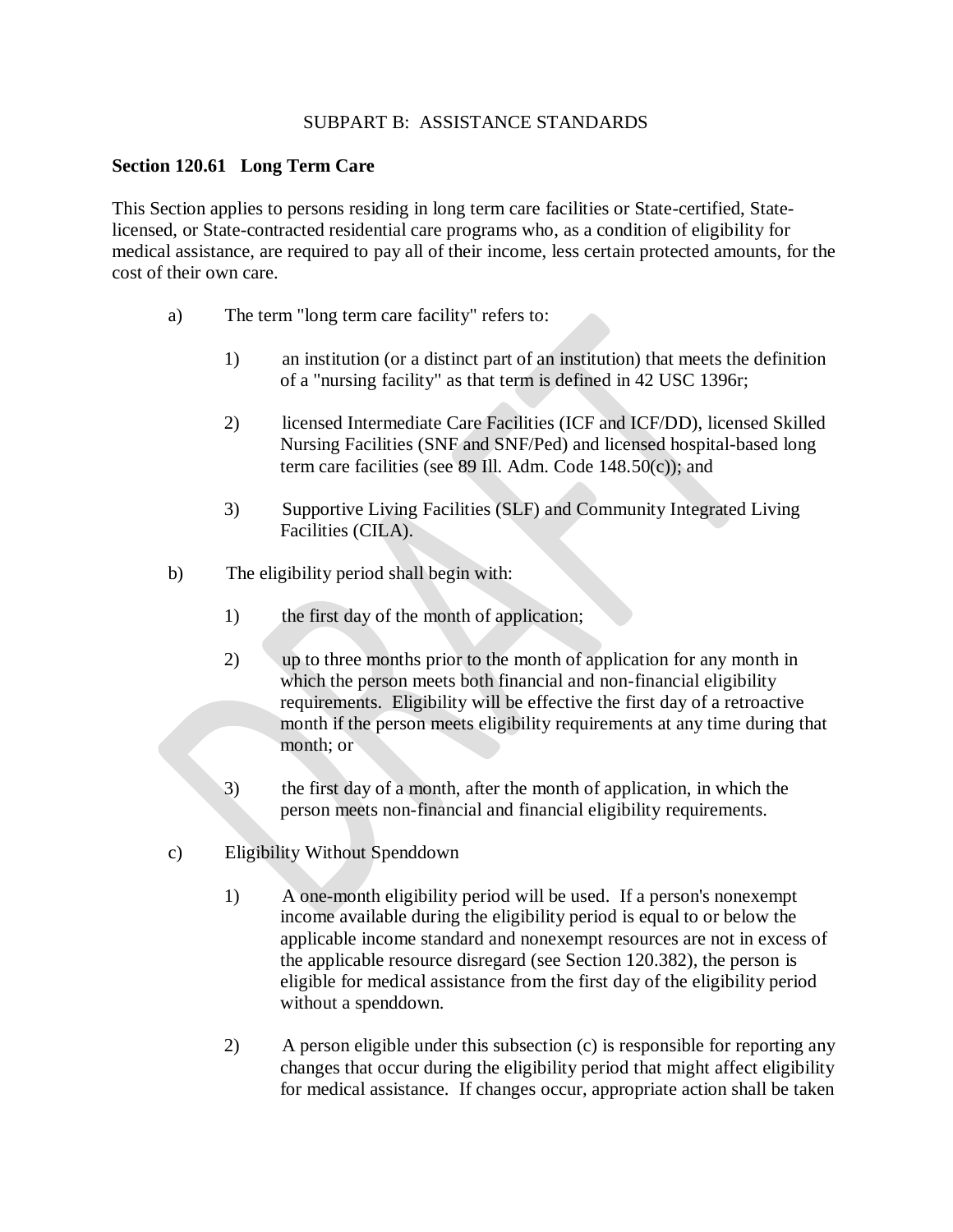SUBPART B: ASSISTANCE STANDARDS

**Section 120.61 Long Term Care**

This Section applies to persons residing in long term care facilities or State-certified, State-licensed, or State-contracted residential care programs who, as a condition of eligibility for medical assistance, are required to pay all of their income, less certain protected amounts, for the cost of their own care.

a) The term "long term care facility" refers to:

1) an institution (or a distinct part of an institution) that meets the definition of a "nursing facility" as that term is defined in 42 USC 1396r;

2) licensed Intermediate Care Facilities (ICF and ICF/DD), licensed Skilled Nursing Facilities (SNF and SNF/Ped) and licensed hospital-based long term care facilities (see 89 Ill. Adm. Code 148.50(c)); and

3) Supportive Living Facilities (SLF) and Community Integrated Living Facilities (CILA).

b) The eligibility period shall begin with:

1) the first day of the month of application;

2) up to three months prior to the month of application for any month in which the person meets both financial and non-financial eligibility requirements. Eligibility will be effective the first day of a retroactive month if the person meets eligibility requirements at any time during that month; or

3) the first day of a month, after the month of application, in which the person meets non-financial and financial eligibility requirements.

c) Eligibility Without Spenddown

1) A one-month eligibility period will be used. If a person's nonexempt income available during the eligibility period is equal to or below the applicable income standard and nonexempt resources are not in excess of the applicable resource disregard (see Section 120.382), the person is eligible for medical assistance from the first day of the eligibility period without a spenddown.

2) A person eligible under this subsection (c) is responsible for reporting any changes that occur during the eligibility period that might affect eligibility for medical assistance. If changes occur, appropriate action shall be taken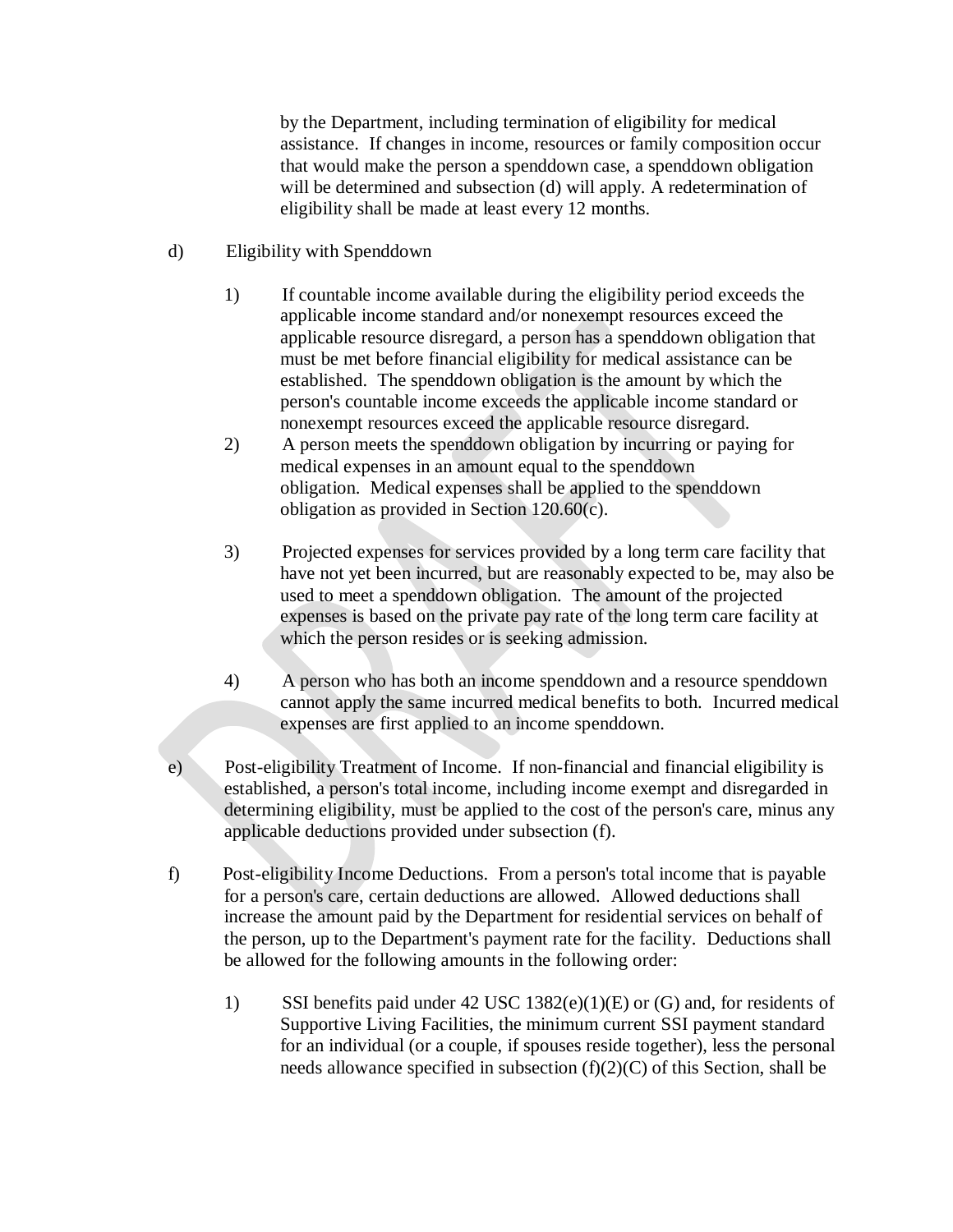by the Department, including termination of eligibility for medical assistance. If changes in income, resources or family composition occur that would make the person a spenddown case, a spenddown obligation will be determined and subsection (d) will apply. A redetermination of eligibility shall be made at least every 12 months.

d) Eligibility with Spenddown

1) If countable income available during the eligibility period exceeds the applicable income standard and/or nonexempt resources exceed the applicable resource disregard, a person has a spenddown obligation that must be met before financial eligibility for medical assistance can be established. The spenddown obligation is the amount by which the person's countable income exceeds the applicable income standard or nonexempt resources exceed the applicable resource disregard.

2) A person meets the spenddown obligation by incurring or paying for medical expenses in an amount equal to the spenddown obligation. Medical expenses shall be applied to the spenddown obligation as provided in Section 120.60(c).

3) Projected expenses for services provided by a long term care facility that have not yet been incurred, but are reasonably expected to be, may also be used to meet a spenddown obligation. The amount of the projected expenses is based on the private pay rate of the long term care facility at which the person resides or is seeking admission.

4) A person who has both an income spenddown and a resource spenddown cannot apply the same incurred medical benefits to both. Incurred medical expenses are first applied to an income spenddown.

e) Post-eligibility Treatment of Income. If non-financial and financial eligibility is established, a person's total income, including income exempt and disregarded in determining eligibility, must be applied to the cost of the person's care, minus any applicable deductions provided under subsection (f).

f) Post-eligibility Income Deductions. From a person's total income that is payable for a person's care, certain deductions are allowed. Allowed deductions shall increase the amount paid by the Department for residential services on behalf of the person, up to the Department's payment rate for the facility. Deductions shall be allowed for the following amounts in the following order:

1) SSI benefits paid under 42 USC 1382(e)(1)(E) or (G) and, for residents of Supportive Living Facilities, the minimum current SSI payment standard for an individual (or a couple, if spouses reside together), less the personal needs allowance specified in subsection (f)(2)(C) of this Section, shall be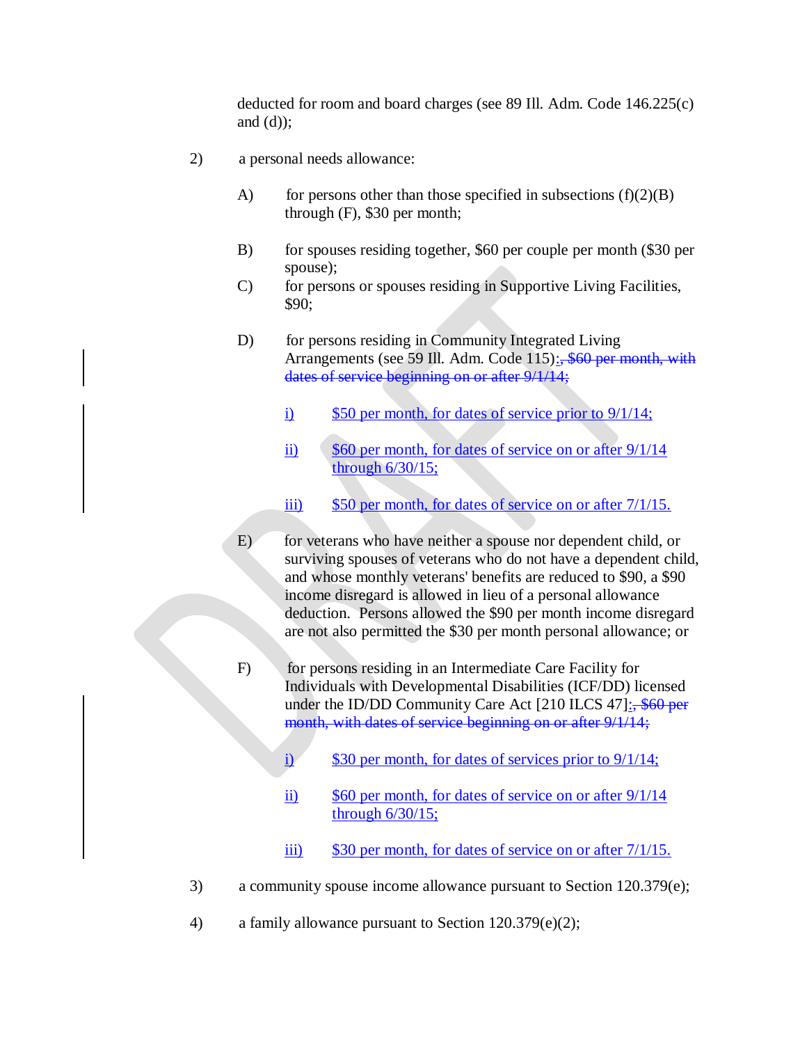deducted for room and board charges (see 89 Ill. Adm. Code 146.225(c) and (d));

2) a personal needs allowance:

A) for persons other than those specified in subsections (f)(2)(B) through (F), $30 per month;

B) for spouses residing together, $60 per couple per month ($30 per spouse);

C) for persons or spouses residing in Supportive Living Facilities, $90;

D) for persons residing in Community Integrated Living Arrangements (see 59 Ill. Adm. Code 115):~~, $60 per month, with dates of service beginning on or after 9/1/14;~~

i) $50 per month, for dates of service prior to 9/1/14;

ii) $60 per month, for dates of service on or after 9/1/14 through 6/30/15;

iii) $50 per month, for dates of service on or after 7/1/15.

E) for veterans who have neither a spouse nor dependent child, or surviving spouses of veterans who do not have a dependent child, and whose monthly veterans' benefits are reduced to $90, a $90 income disregard is allowed in lieu of a personal allowance deduction. Persons allowed the $90 per month income disregard are not also permitted the $30 per month personal allowance; or

F) for persons residing in an Intermediate Care Facility for Individuals with Developmental Disabilities (ICF/DD) licensed under the ID/DD Community Care Act [210 ILCS 47]:~~, $60 per month, with dates of service beginning on or after 9/1/14;~~

i) $30 per month, for dates of services prior to 9/1/14;

ii) $60 per month, for dates of service on or after 9/1/14 through 6/30/15;

iii) $30 per month, for dates of service on or after 7/1/15.

3) a community spouse income allowance pursuant to Section 120.379(e);

4) a family allowance pursuant to Section 120.379(e)(2);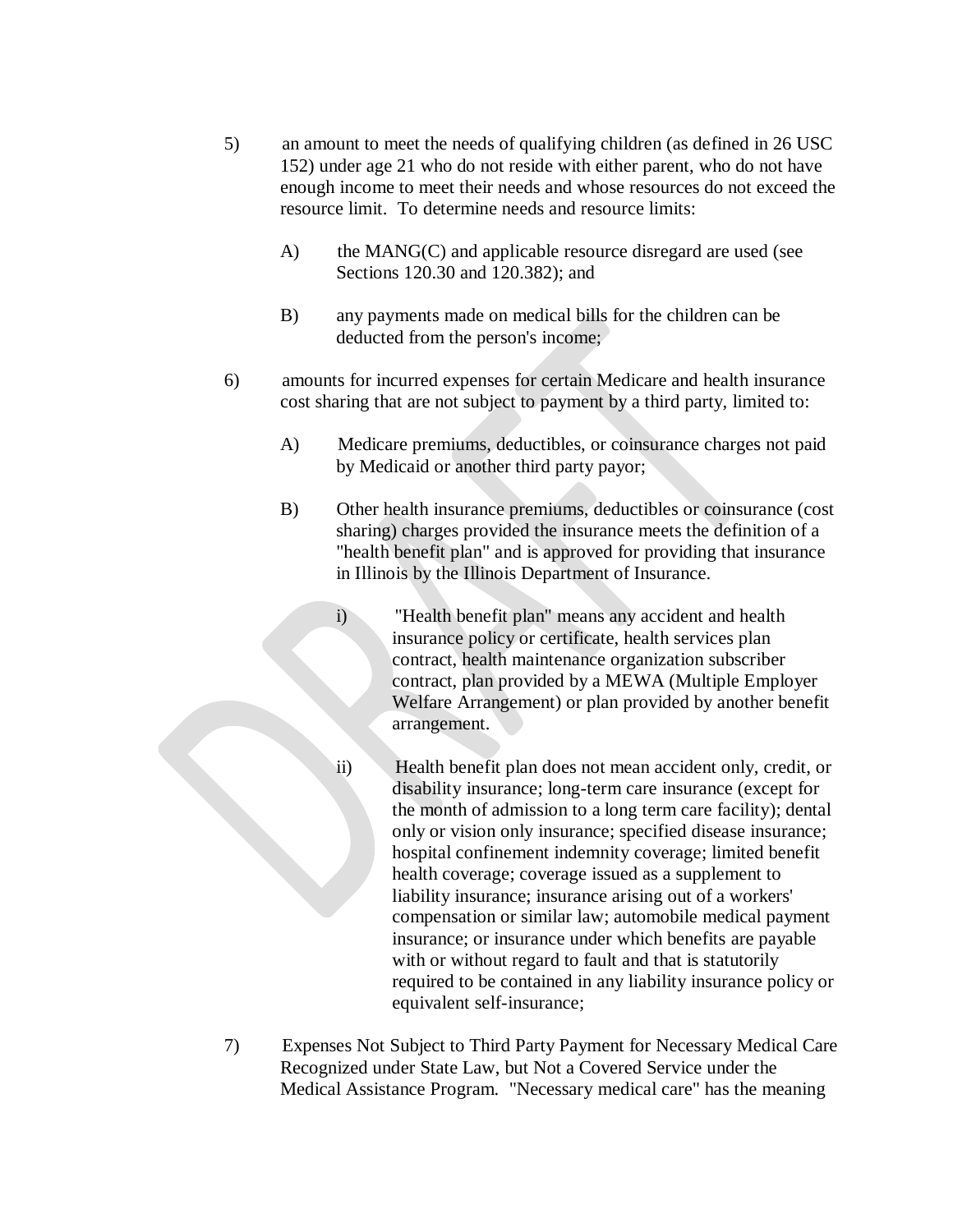5) an amount to meet the needs of qualifying children (as defined in 26 USC 152) under age 21 who do not reside with either parent, who do not have enough income to meet their needs and whose resources do not exceed the resource limit. To determine needs and resource limits:

   A) the MANG(C) and applicable resource disregard are used (see Sections 120.30 and 120.382); and

   B) any payments made on medical bills for the children can be deducted from the person's income;

6) amounts for incurred expenses for certain Medicare and health insurance cost sharing that are not subject to payment by a third party, limited to:

   A) Medicare premiums, deductibles, or coinsurance charges not paid by Medicaid or another third party payor;

   B) Other health insurance premiums, deductibles or coinsurance (cost sharing) charges provided the insurance meets the definition of a "health benefit plan" and is approved for providing that insurance in Illinois by the Illinois Department of Insurance.

      i) "Health benefit plan" means any accident and health insurance policy or certificate, health services plan contract, health maintenance organization subscriber contract, plan provided by a MEWA (Multiple Employer Welfare Arrangement) or plan provided by another benefit arrangement.

      ii) Health benefit plan does not mean accident only, credit, or disability insurance; long-term care insurance (except for the month of admission to a long term care facility); dental only or vision only insurance; specified disease insurance; hospital confinement indemnity coverage; limited benefit health coverage; coverage issued as a supplement to liability insurance; insurance arising out of a workers' compensation or similar law; automobile medical payment insurance; or insurance under which benefits are payable with or without regard to fault and that is statutorily required to be contained in any liability insurance policy or equivalent self-insurance;

7) Expenses Not Subject to Third Party Payment for Necessary Medical Care Recognized under State Law, but Not a Covered Service under the Medical Assistance Program. "Necessary medical care" has the meaning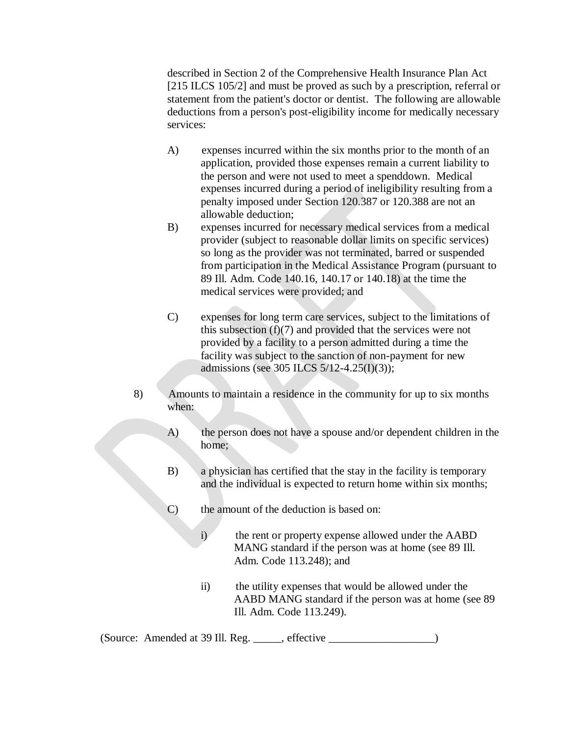described in Section 2 of the Comprehensive Health Insurance Plan Act [215 ILCS 105/2] and must be proved as such by a prescription, referral or statement from the patient's doctor or dentist. The following are allowable deductions from a person's post-eligibility income for medically necessary services:

A) expenses incurred within the six months prior to the month of an application, provided those expenses remain a current liability to the person and were not used to meet a spenddown. Medical expenses incurred during a period of ineligibility resulting from a penalty imposed under Section 120.387 or 120.388 are not an allowable deduction;

B) expenses incurred for necessary medical services from a medical provider (subject to reasonable dollar limits on specific services) so long as the provider was not terminated, barred or suspended from participation in the Medical Assistance Program (pursuant to 89 Ill. Adm. Code 140.16, 140.17 or 140.18) at the time the medical services were provided; and

C) expenses for long term care services, subject to the limitations of this subsection (f)(7) and provided that the services were not provided by a facility to a person admitted during a time the facility was subject to the sanction of non-payment for new admissions (see 305 ILCS 5/12-4.25(I)(3));

8) Amounts to maintain a residence in the community for up to six months when:

A) the person does not have a spouse and/or dependent children in the home;

B) a physician has certified that the stay in the facility is temporary and the individual is expected to return home within six months;

C) the amount of the deduction is based on:

i) the rent or property expense allowed under the AABD MANG standard if the person was at home (see 89 Ill. Adm. Code 113.248); and

ii) the utility expenses that would be allowed under the AABD MANG standard if the person was at home (see 89 Ill. Adm. Code 113.249).

(Source: Amended at 39 Ill. Reg. _____, effective ___________________)